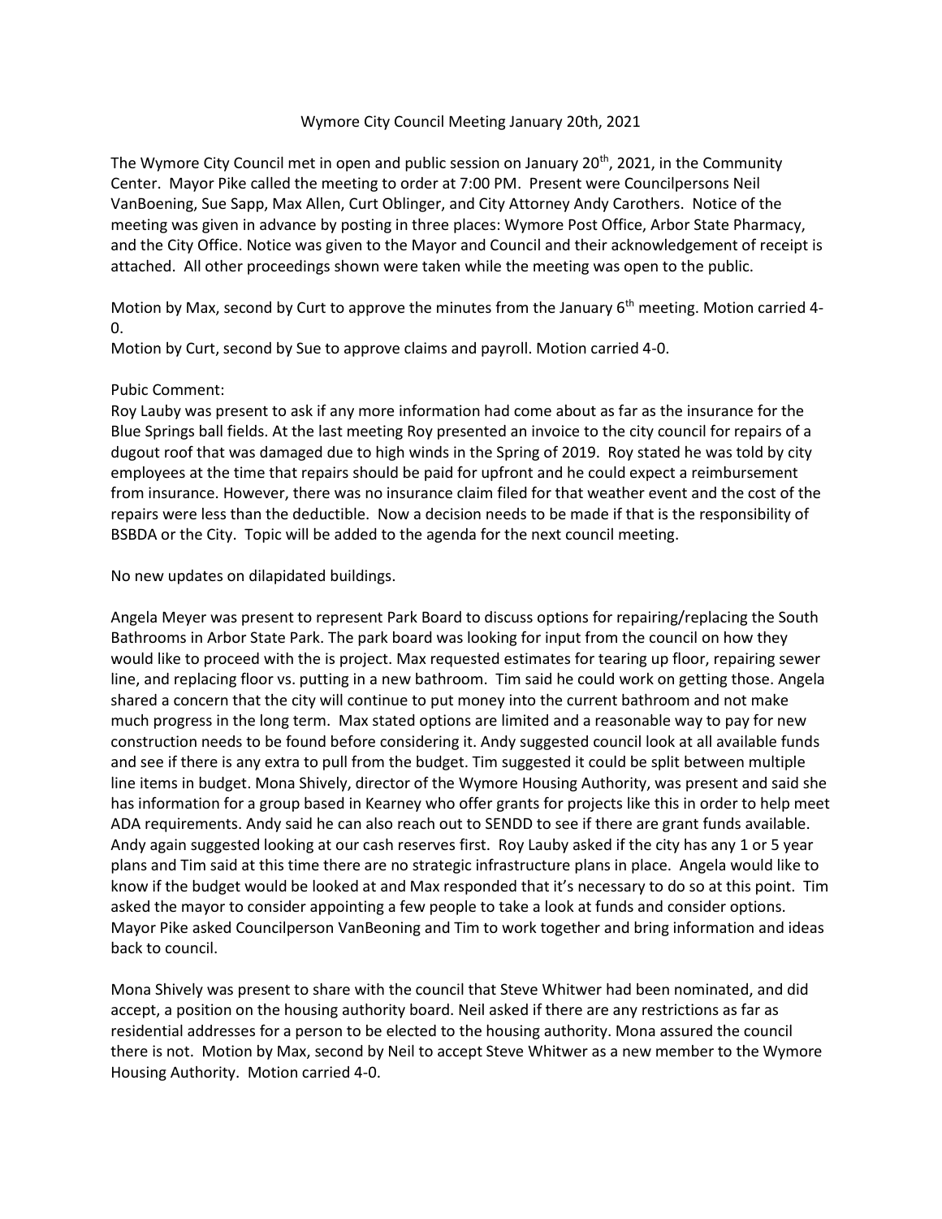Wymore City Council Meeting January 20th, 2021

The Wymore City Council met in open and public session on January 20th, 2021, in the Community Center. Mayor Pike called the meeting to order at 7:00 PM. Present were Councilpersons Neil VanBoening, Sue Sapp, Max Allen, Curt Oblinger, and City Attorney Andy Carothers. Notice of the meeting was given in advance by posting in three places: Wymore Post Office, Arbor State Pharmacy, and the City Office. Notice was given to the Mayor and Council and their acknowledgement of receipt is attached. All other proceedings shown were taken while the meeting was open to the public.

Motion by Max, second by Curt to approve the minutes from the January 6th meeting. Motion carried 4-0.

Motion by Curt, second by Sue to approve claims and payroll. Motion carried 4-0.

Pubic Comment:

Roy Lauby was present to ask if any more information had come about as far as the insurance for the Blue Springs ball fields. At the last meeting Roy presented an invoice to the city council for repairs of a dugout roof that was damaged due to high winds in the Spring of 2019. Roy stated he was told by city employees at the time that repairs should be paid for upfront and he could expect a reimbursement from insurance. However, there was no insurance claim filed for that weather event and the cost of the repairs were less than the deductible. Now a decision needs to be made if that is the responsibility of BSBDA or the City. Topic will be added to the agenda for the next council meeting.

No new updates on dilapidated buildings.

Angela Meyer was present to represent Park Board to discuss options for repairing/replacing the South Bathrooms in Arbor State Park. The park board was looking for input from the council on how they would like to proceed with the is project. Max requested estimates for tearing up floor, repairing sewer line, and replacing floor vs. putting in a new bathroom. Tim said he could work on getting those. Angela shared a concern that the city will continue to put money into the current bathroom and not make much progress in the long term. Max stated options are limited and a reasonable way to pay for new construction needs to be found before considering it. Andy suggested council look at all available funds and see if there is any extra to pull from the budget. Tim suggested it could be split between multiple line items in budget. Mona Shively, director of the Wymore Housing Authority, was present and said she has information for a group based in Kearney who offer grants for projects like this in order to help meet ADA requirements. Andy said he can also reach out to SENDD to see if there are grant funds available. Andy again suggested looking at our cash reserves first. Roy Lauby asked if the city has any 1 or 5 year plans and Tim said at this time there are no strategic infrastructure plans in place. Angela would like to know if the budget would be looked at and Max responded that it's necessary to do so at this point. Tim asked the mayor to consider appointing a few people to take a look at funds and consider options. Mayor Pike asked Councilperson VanBeoning and Tim to work together and bring information and ideas back to council.

Mona Shively was present to share with the council that Steve Whitwer had been nominated, and did accept, a position on the housing authority board. Neil asked if there are any restrictions as far as residential addresses for a person to be elected to the housing authority. Mona assured the council there is not. Motion by Max, second by Neil to accept Steve Whitwer as a new member to the Wymore Housing Authority. Motion carried 4-0.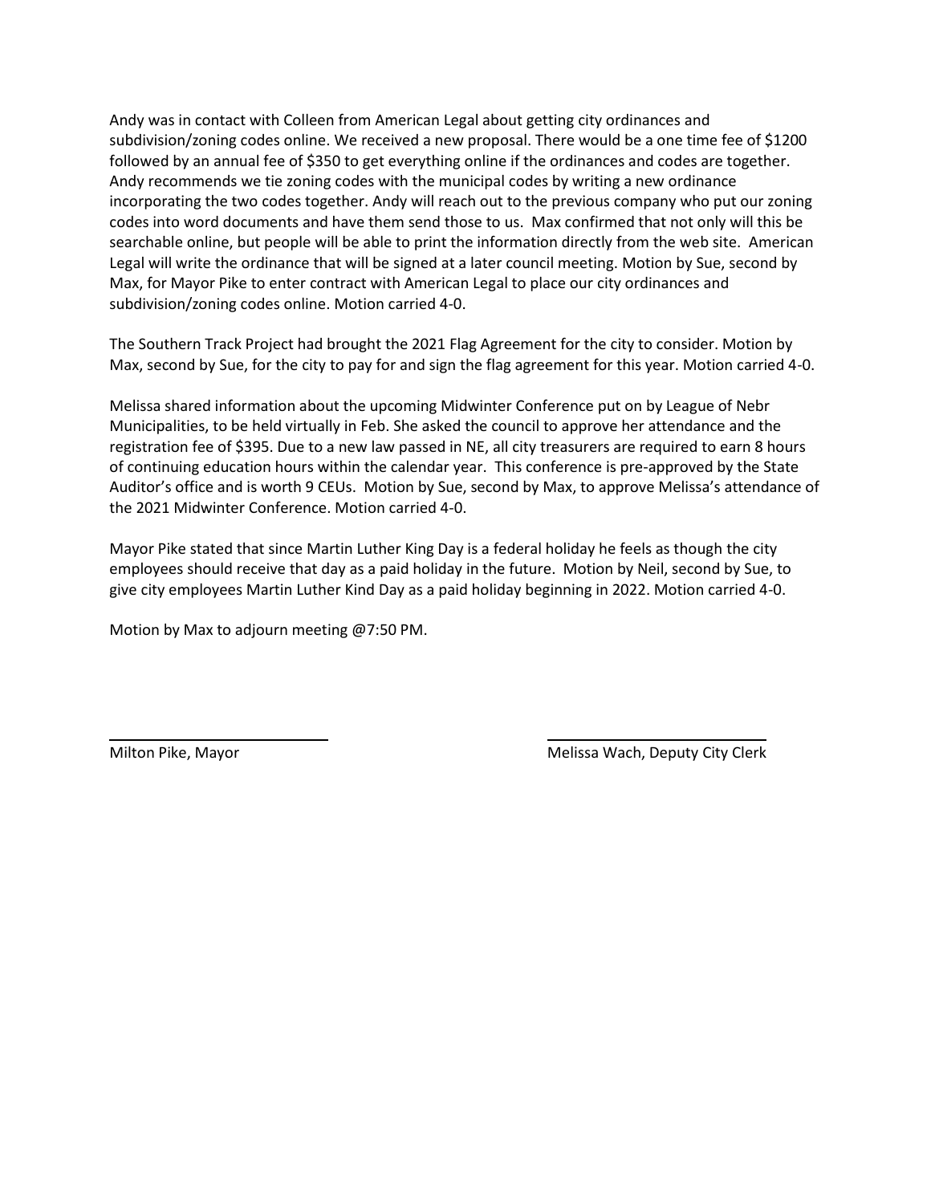Andy was in contact with Colleen from American Legal about getting city ordinances and subdivision/zoning codes online. We received a new proposal. There would be a one time fee of $1200 followed by an annual fee of $350 to get everything online if the ordinances and codes are together. Andy recommends we tie zoning codes with the municipal codes by writing a new ordinance incorporating the two codes together. Andy will reach out to the previous company who put our zoning codes into word documents and have them send those to us. Max confirmed that not only will this be searchable online, but people will be able to print the information directly from the web site. American Legal will write the ordinance that will be signed at a later council meeting. Motion by Sue, second by Max, for Mayor Pike to enter contract with American Legal to place our city ordinances and subdivision/zoning codes online. Motion carried 4-0.

The Southern Track Project had brought the 2021 Flag Agreement for the city to consider. Motion by Max, second by Sue, for the city to pay for and sign the flag agreement for this year. Motion carried 4-0.

Melissa shared information about the upcoming Midwinter Conference put on by League of Nebr Municipalities, to be held virtually in Feb. She asked the council to approve her attendance and the registration fee of $395. Due to a new law passed in NE, all city treasurers are required to earn 8 hours of continuing education hours within the calendar year. This conference is pre-approved by the State Auditor's office and is worth 9 CEUs. Motion by Sue, second by Max, to approve Melissa's attendance of the 2021 Midwinter Conference. Motion carried 4-0.

Mayor Pike stated that since Martin Luther King Day is a federal holiday he feels as though the city employees should receive that day as a paid holiday in the future. Motion by Neil, second by Sue, to give city employees Martin Luther Kind Day as a paid holiday beginning in 2022. Motion carried 4-0.

Motion by Max to adjourn meeting @7:50 PM.

Milton Pike, Mayor

Melissa Wach, Deputy City Clerk